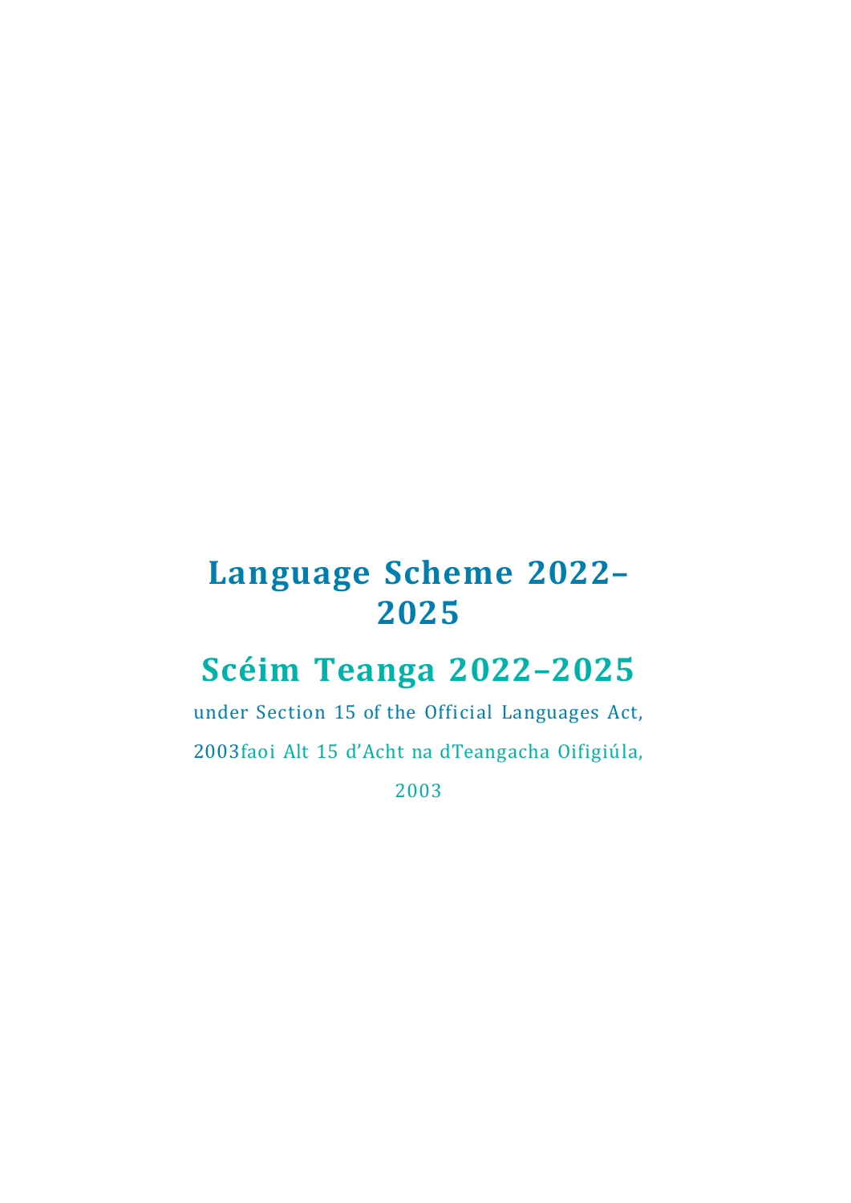# Language Scheme 2022–2025

# Scéim Teanga 2022–2025

under Section 15 of the Official Languages Act, 2003

faoi Alt 15 d'Acht na dTeangacha Oifigiúla, 2003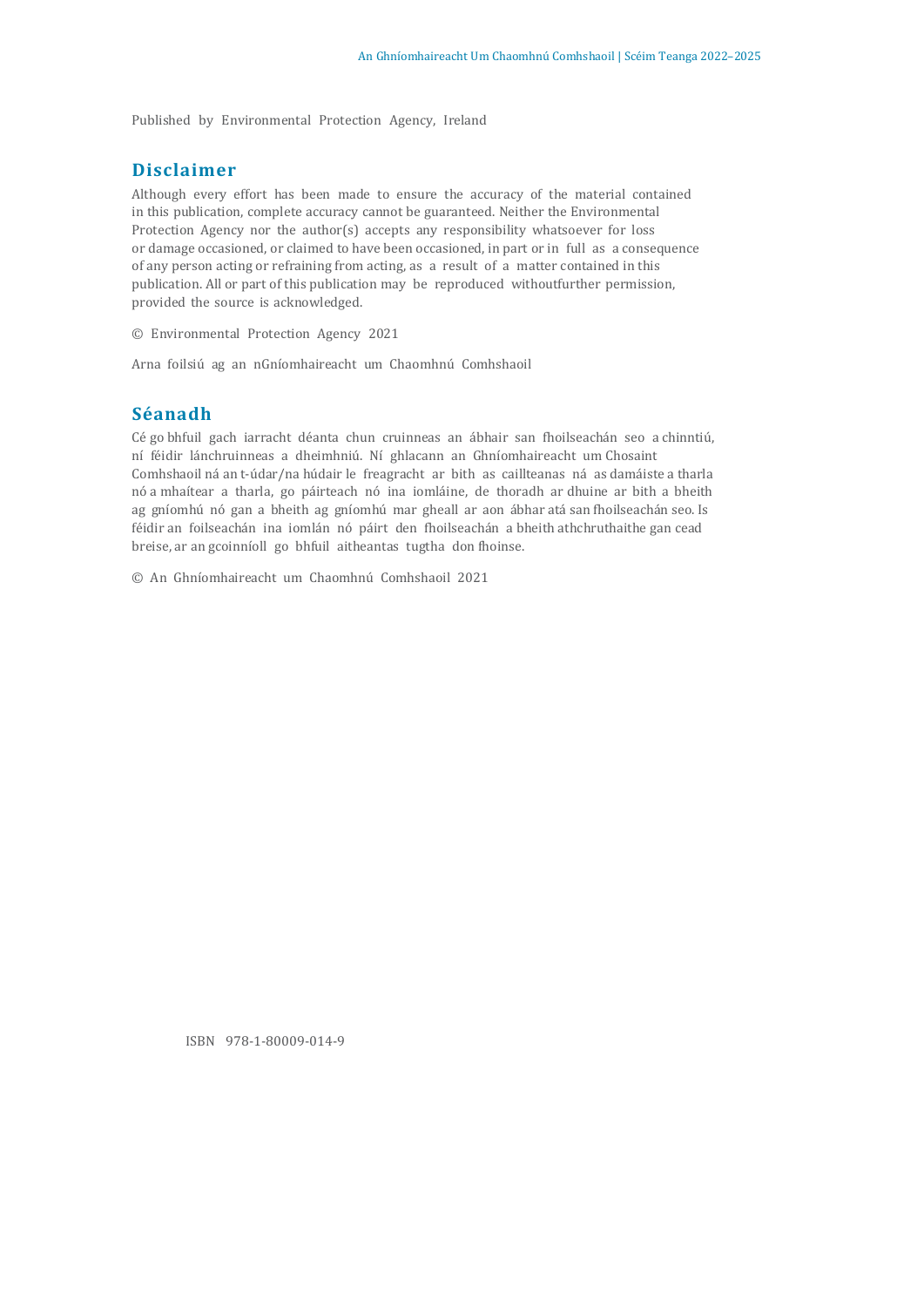Published by Environmental Protection Agency, Ireland

## Disclaimer

Although every effort has been made to ensure the accuracy of the material contained in this publication, complete accuracy cannot be guaranteed. Neither the Environmental Protection Agency nor the author(s) accepts any responsibility whatsoever for loss or damage occasioned, or claimed to have been occasioned, in part or in full as a consequence of any person acting or refraining from acting, as a result of a matter contained in this publication. All or part of this publication may be reproduced withoutfurther permission, provided the source is acknowledged.

© Environmental Protection Agency 2021

Arna foilsiú ag an nGníomhaireacht um Chaomhnú Comhshaoil

## Séanadh

Cé go bhfuil gach iarracht déanta chun cruinneas an ábhair san fhoilseachán seo a chinntiú, ní féidir lánchruinneas a dheimhniú. Ní ghlacann an Ghníomhaireacht um Chosaint Comhshaoil ná an t-údar/na húdair le freagracht ar bith as caillteanas ná as damáiste a tharla nó a mhaítear a tharla, go páirteach nó ina iomláine, de thoradh ar dhuine ar bith a bheith ag gníomhú nó gan a bheith ag gníomhú mar gheall ar aon ábhar atá san fhoilseachán seo. Is féidir an foilseachán ina iomlán nó páirt den fhoilseachán a bheith athchruthaithe gan cead breise, ar an gcoinníoll go bhfuil aitheantas tugtha don fhoinse.

© An Ghníomhaireacht um Chaomhnú Comhshaoil 2021

ISBN 978-1-80009-014-9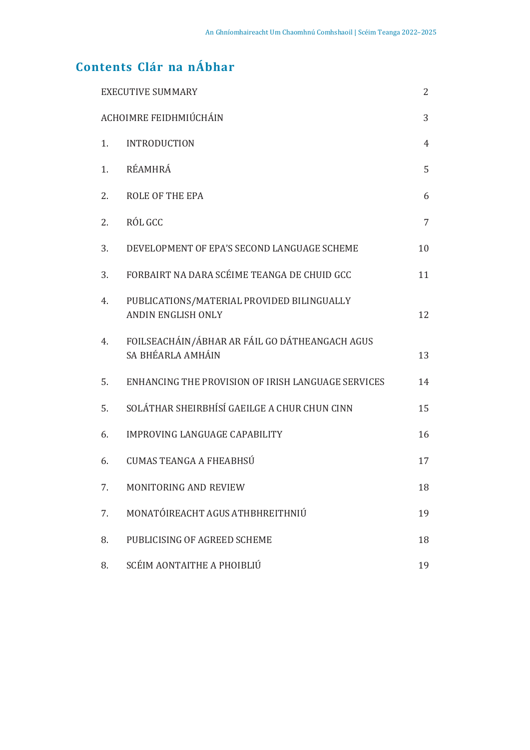## Contents Clár na nÁbhar

| | | |
|---|---|---|
| EXECUTIVE SUMMARY | | 2 |
| ACHOIMRE FEIDHMIÚCHÁIN | | 3 |
| 1. | INTRODUCTION | 4 |
| 1. | RÉAMHRÁ | 5 |
| 2. | ROLE OF THE EPA | 6 |
| 2. | RÓL GCC | 7 |
| 3. | DEVELOPMENT OF EPA'S SECOND LANGUAGE SCHEME | 10 |
| 3. | FORBAIRT NA DARA SCÉIME TEANGA DE CHUID GCC | 11 |
| 4. | PUBLICATIONS/MATERIAL PROVIDED BILINGUALLY ANDIN ENGLISH ONLY | 12 |
| 4. | FOILSEACHÁIN/ÁBHAR AR FÁIL GO DÁTHEANGACH AGUS SA BHÉARLA AMHÁIN | 13 |
| 5. | ENHANCING THE PROVISION OF IRISH LANGUAGE SERVICES | 14 |
| 5. | SOLÁTHAR SHEIRBHÍSÍ GAEILGE A CHUR CHUN CINN | 15 |
| 6. | IMPROVING LANGUAGE CAPABILITY | 16 |
| 6. | CUMAS TEANGA A FHEABHSÚ | 17 |
| 7. | MONITORING AND REVIEW | 18 |
| 7. | MONATÓIREACHT AGUS ATHBHREITHNIÚ | 19 |
| 8. | PUBLICISING OF AGREED SCHEME | 18 |
| 8. | SCÉIM AONTAITHE A PHOIBLIÚ | 19 |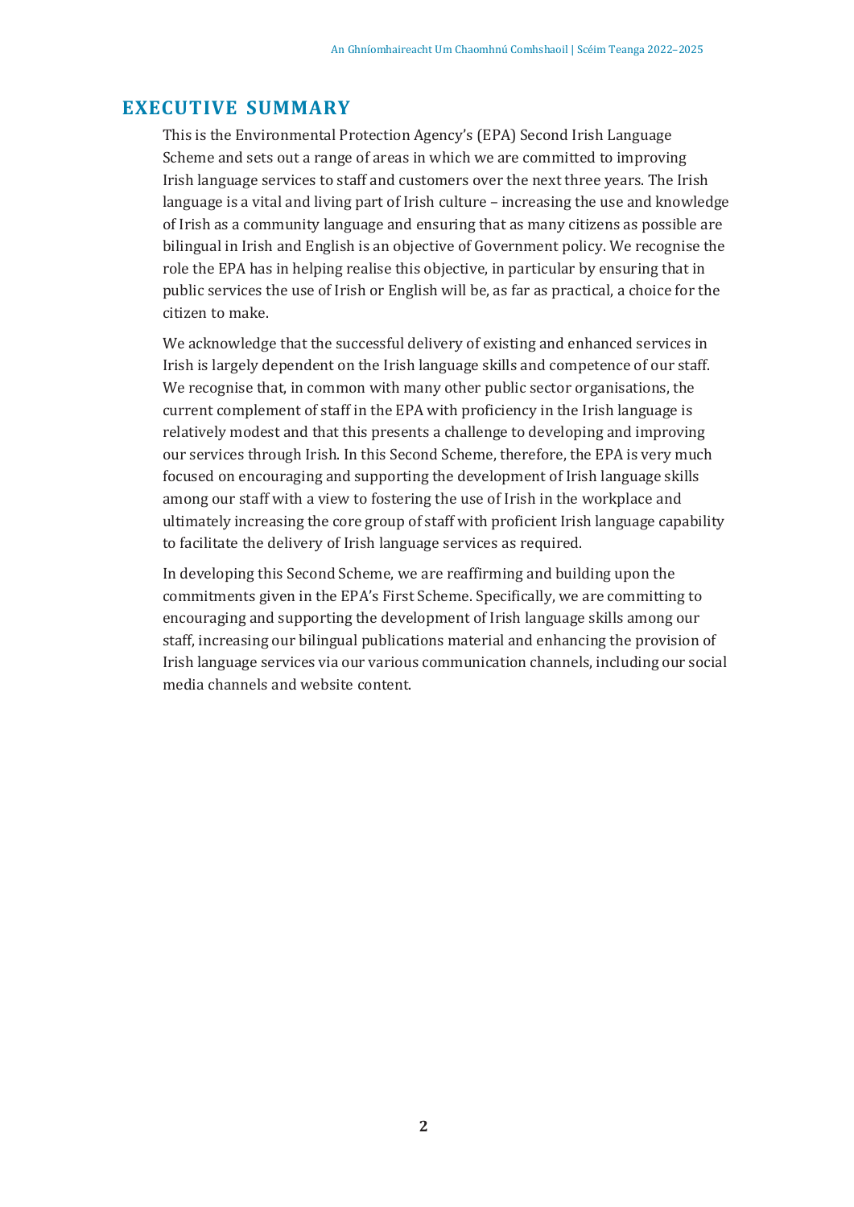## EXECUTIVE SUMMARY

This is the Environmental Protection Agency's (EPA) Second Irish Language Scheme and sets out a range of areas in which we are committed to improving Irish language services to staff and customers over the next three years. The Irish language is a vital and living part of Irish culture – increasing the use and knowledge of Irish as a community language and ensuring that as many citizens as possible are bilingual in Irish and English is an objective of Government policy. We recognise the role the EPA has in helping realise this objective, in particular by ensuring that in public services the use of Irish or English will be, as far as practical, a choice for the citizen to make.

We acknowledge that the successful delivery of existing and enhanced services in Irish is largely dependent on the Irish language skills and competence of our staff. We recognise that, in common with many other public sector organisations, the current complement of staff in the EPA with proficiency in the Irish language is relatively modest and that this presents a challenge to developing and improving our services through Irish. In this Second Scheme, therefore, the EPA is very much focused on encouraging and supporting the development of Irish language skills among our staff with a view to fostering the use of Irish in the workplace and ultimately increasing the core group of staff with proficient Irish language capability to facilitate the delivery of Irish language services as required.

In developing this Second Scheme, we are reaffirming and building upon the commitments given in the EPA's First Scheme. Specifically, we are committing to encouraging and supporting the development of Irish language skills among our staff, increasing our bilingual publications material and enhancing the provision of Irish language services via our various communication channels, including our social media channels and website content.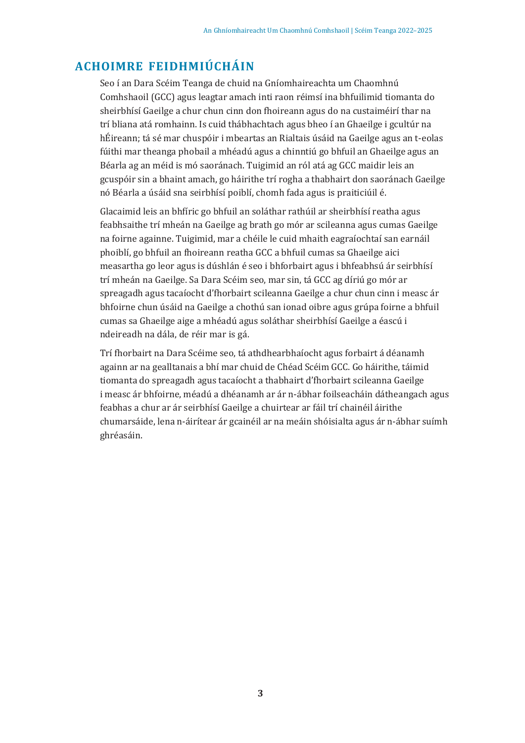# ACHOIMRE FEIDHMIÚCHÁIN

Seo í an Dara Scéim Teanga de chuid na Gníomhaireachta um Chaomhnú Comhshaoil (GCC) agus leagtar amach inti raon réimsí ina bhfuilimid tiomanta do sheirbhísí Gaeilge a chur chun cinn don fhoireann agus do na custaiméirí thar na trí bliana atá romhainn. Is cuid thábhachtach agus bheo í an Ghaeilge i gcultúr na hÉireann; tá sé mar chuspóir i mbeartas an Rialtais úsáid na Gaeilge agus an t-eolas fúithi mar theanga phobail a mhéadú agus a chinntiú go bhfuil an Ghaeilge agus an Béarla ag an méid is mó saoránach. Tuigimid an ról atá ag GCC maidir leis an gcuspóir sin a bhaint amach, go háirithe trí rogha a thabhairt don saoránach Gaeilge nó Béarla a úsáid sna seirbhísí poiblí, chomh fada agus is praiticiúil é.

Glacaimid leis an bhfíric go bhfuil an soláthar rathúil ar sheirbhísí reatha agus feabhsaithe trí mheán na Gaeilge ag brath go mór ar scileanna agus cumas Gaeilge na foirne againne. Tuigimid, mar a chéile le cuid mhaith eagraíochtaí san earnáil phoiblí, go bhfuil an fhoireann reatha GCC a bhfuil cumas sa Ghaeilge aici measartha go leor agus is dúshlán é seo i bhforbairt agus i bhfeabhsú ár seirbhísí trí mheán na Gaeilge. Sa Dara Scéim seo, mar sin, tá GCC ag díriú go mór ar spreagadh agus tacaíocht d'fhorbairt scileanna Gaeilge a chur chun cinn i measc ár bhfoirne chun úsáid na Gaeilge a chothú san ionad oibre agus grúpa foirne a bhfuil cumas sa Ghaeilge aige a mhéadú agus soláthar sheirbhísí Gaeilge a éascú i ndeireadh na dála, de réir mar is gá.

Trí fhorbairt na Dara Scéime seo, tá athdhearbhaíocht agus forbairt á déanamh againn ar na gealltanais a bhí mar chuid de Chéad Scéim GCC. Go háirithe, táimid tiomanta do spreagadh agus tacaíocht a thabhairt d'fhorbairt scileanna Gaeilge i measc ár bhfoirne, méadú a dhéanamh ar ár n-ábhar foilseacháin dátheangach agus feabhas a chur ar ár seirbhísí Gaeilge a chuirtear ar fáil trí chainéil áirithe chumarsáide, lena n-áirítear ár gcainéil ar na meáin shóisialta agus ár n-ábhar suímh ghréasáin.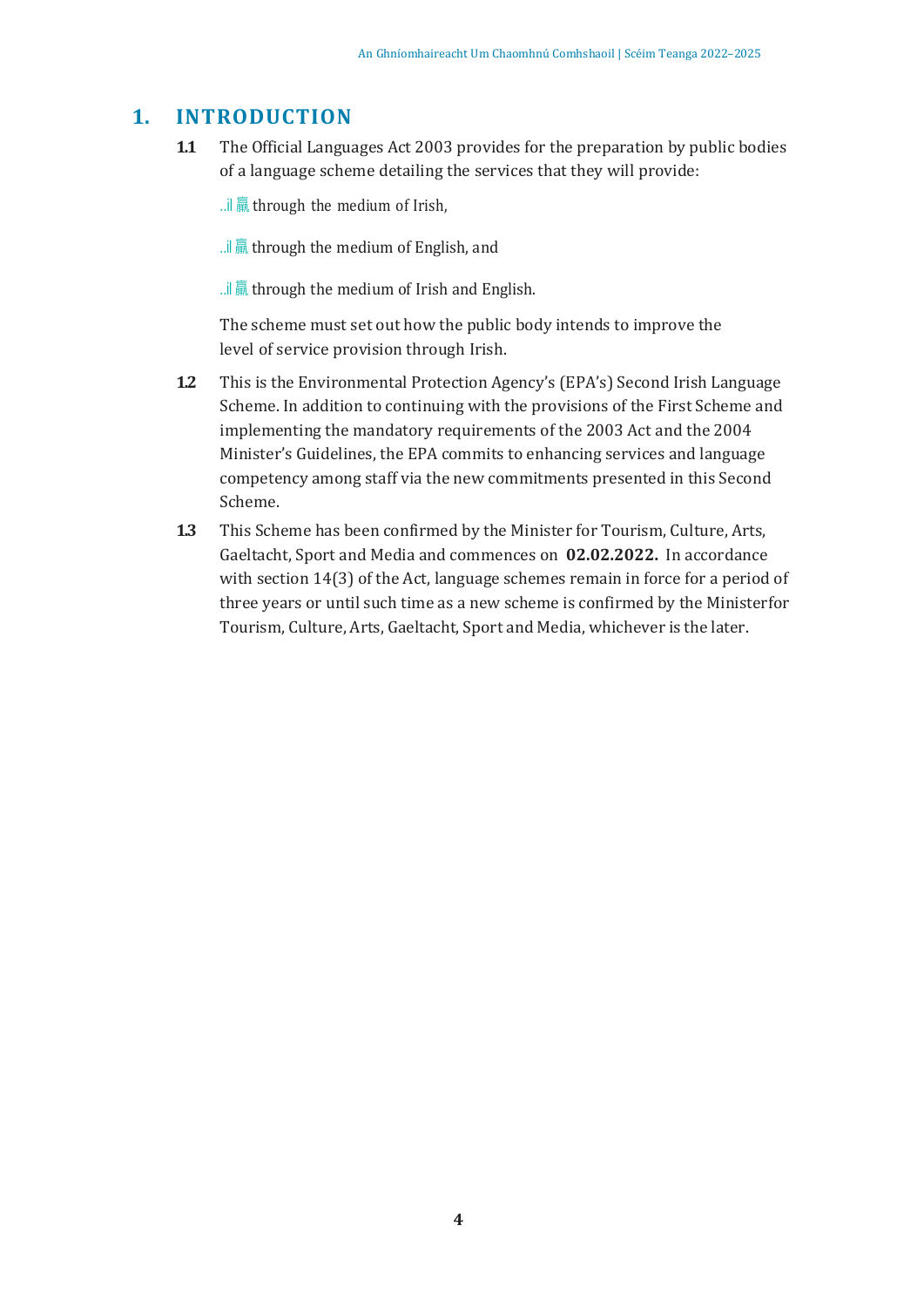# 1. INTRODUCTION

**1.1** The Official Languages Act 2003 provides for the preparation by public bodies of a language scheme detailing the services that they will provide:

- through the medium of Irish,
- through the medium of English, and
- through the medium of Irish and English.

The scheme must set out how the public body intends to improve the level of service provision through Irish.

**1.2** This is the Environmental Protection Agency's (EPA's) Second Irish Language Scheme. In addition to continuing with the provisions of the First Scheme and implementing the mandatory requirements of the 2003 Act and the 2004 Minister's Guidelines, the EPA commits to enhancing services and language competency among staff via the new commitments presented in this Second Scheme.

**1.3** This Scheme has been confirmed by the Minister for Tourism, Culture, Arts, Gaeltacht, Sport and Media and commences on **02.02.2022.** In accordance with section 14(3) of the Act, language schemes remain in force for a period of three years or until such time as a new scheme is confirmed by the Ministerfor Tourism, Culture, Arts, Gaeltacht, Sport and Media, whichever is the later.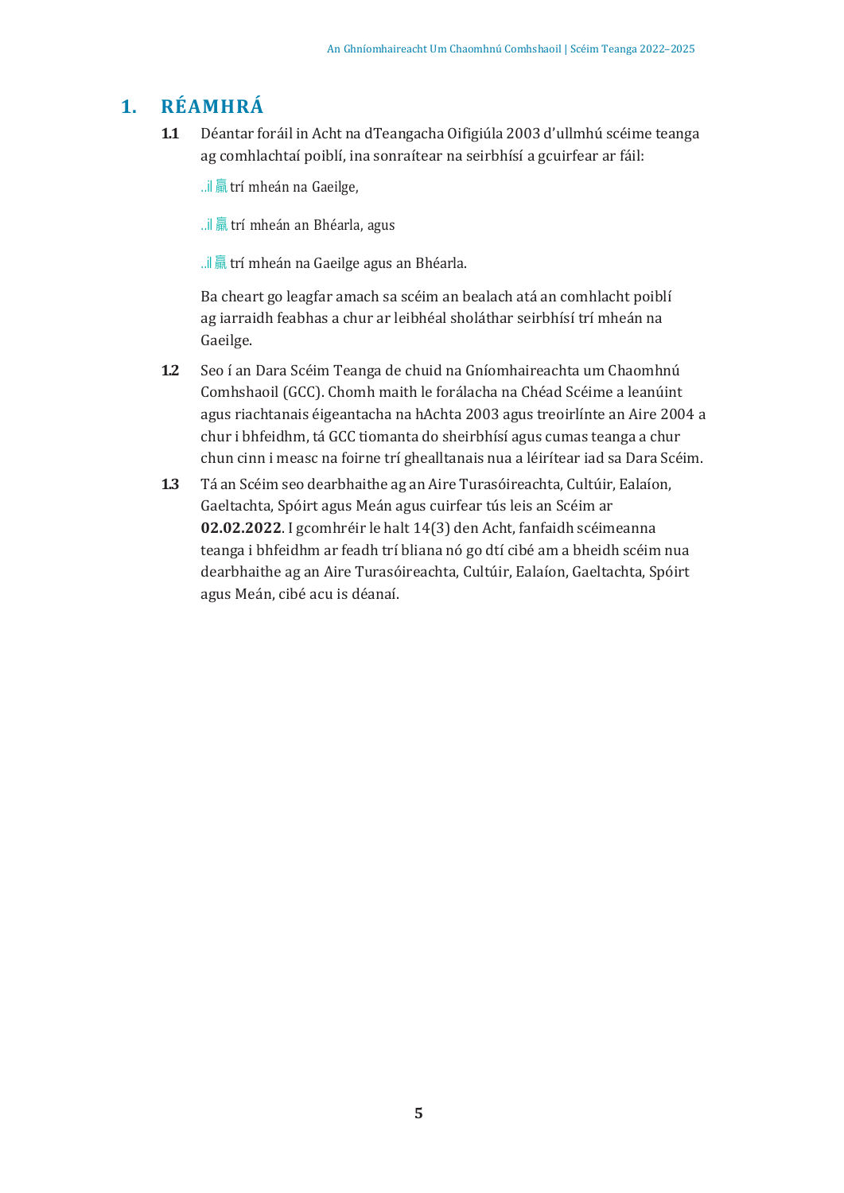# 1. RÉAMHRÁ

**1.1** Déantar foráil in Acht na dTeangacha Oifigiúla 2003 d'ullmhú scéime teanga ag comhlachtaí poiblí, ina sonraítear na seirbhísí a gcuirfear ar fáil:

- trí mheán na Gaeilge,
- trí mheán an Bhéarla, agus
- trí mheán na Gaeilge agus an Bhéarla.

Ba cheart go leagfar amach sa scéim an bealach atá an comhlacht poiblí ag iarraidh feabhas a chur ar leibhéal sholáthar seirbhísí trí mheán na Gaeilge.

**1.2** Seo í an Dara Scéim Teanga de chuid na Gníomhaireachta um Chaomhnú Comhshaoil (GCC). Chomh maith le forálacha na Chéad Scéime a leanúint agus riachtanais éigeantacha na hAchta 2003 agus treoirlínte an Aire 2004 a chur i bhfeidhm, tá GCC tiomanta do sheirbhísí agus cumas teanga a chur chun cinn i measc na foirne trí ghealltanais nua a léirítear iad sa Dara Scéim.

**1.3** Tá an Scéim seo dearbhaithe ag an Aire Turasóireachta, Cultúir, Ealaíon, Gaeltachta, Spóirt agus Meán agus cuirfear tús leis an Scéim ar **02.02.2022**. I gcomhréir le halt 14(3) den Acht, fanfaidh scéimeanna teanga i bhfeidhm ar feadh trí bliana nó go dtí cibé am a bheidh scéim nua dearbhaithe ag an Aire Turasóireachta, Cultúir, Ealaíon, Gaeltachta, Spóirt agus Meán, cibé acu is déanaí.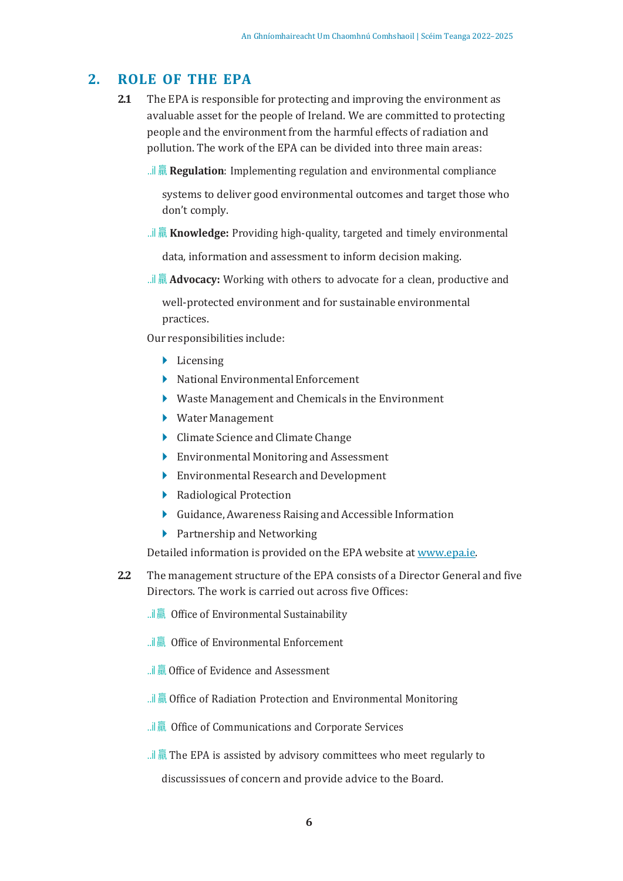## 2. ROLE OF THE EPA

**2.1** The EPA is responsible for protecting and improving the environment as avaluable asset for the people of Ireland. We are committed to protecting people and the environment from the harmful effects of radiation and pollution. The work of the EPA can be divided into three main areas:

- **Regulation**: Implementing regulation and environmental compliance systems to deliver good environmental outcomes and target those who don't comply.
- **Knowledge:** Providing high-quality, targeted and timely environmental data, information and assessment to inform decision making.
- **Advocacy:** Working with others to advocate for a clean, productive and well-protected environment and for sustainable environmental practices.

Our responsibilities include:

- Licensing
- National Environmental Enforcement
- Waste Management and Chemicals in the Environment
- Water Management
- Climate Science and Climate Change
- Environmental Monitoring and Assessment
- Environmental Research and Development
- Radiological Protection
- Guidance, Awareness Raising and Accessible Information
- Partnership and Networking

Detailed information is provided on the EPA website at [www.epa.ie](http://www.epa.ie).

**2.2** The management structure of the EPA consists of a Director General and five Directors. The work is carried out across five Offices:

- Office of Environmental Sustainability
- Office of Environmental Enforcement
- Office of Evidence and Assessment
- Office of Radiation Protection and Environmental Monitoring
- Office of Communications and Corporate Services
- The EPA is assisted by advisory committees who meet regularly to discussissues of concern and provide advice to the Board.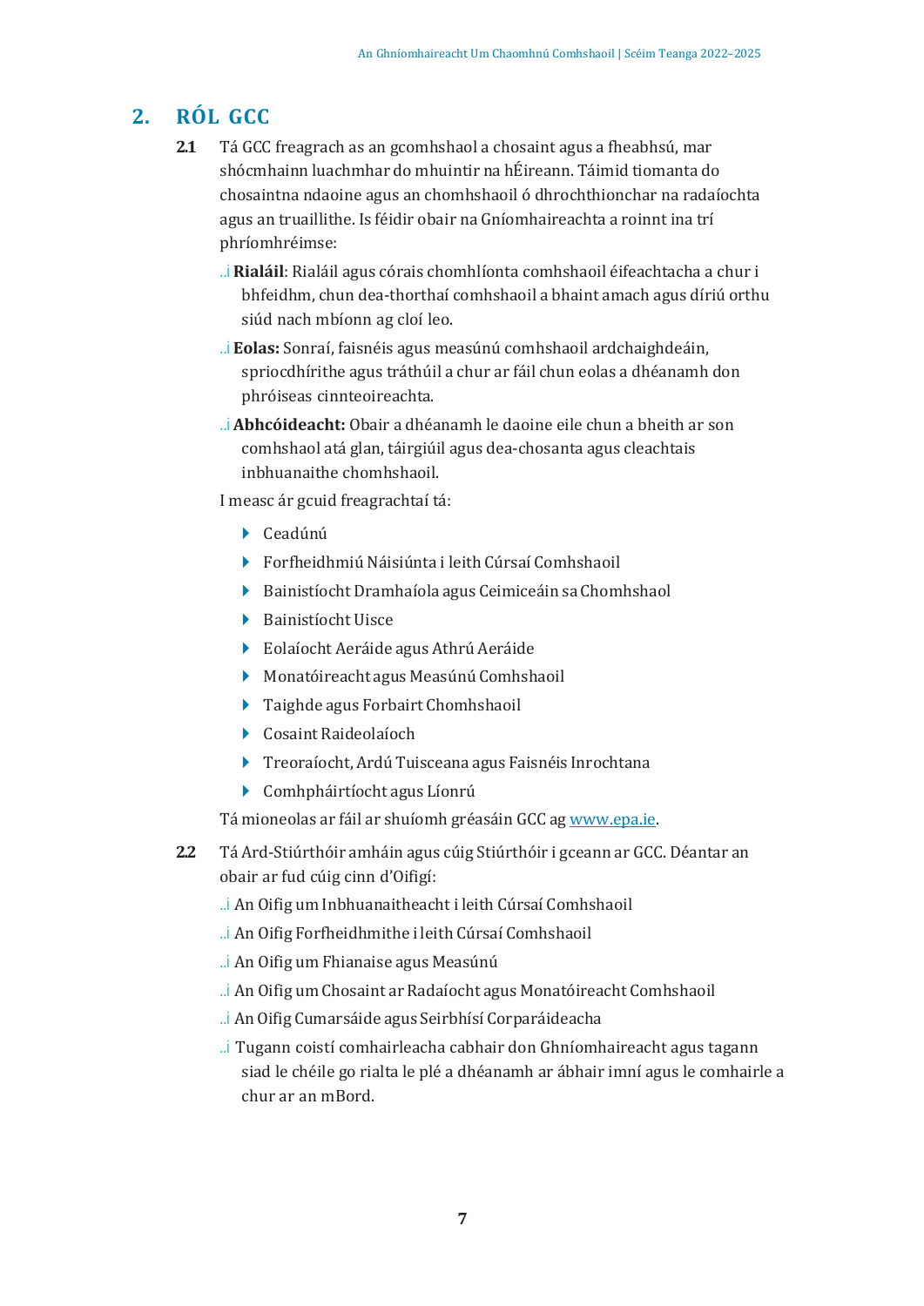## 2. RÓL GCC

**2.1** Tá GCC freagrach as an gcomhshaol a chosaint agus a fheabhsú, mar shócmhainn luachmhar do mhuintir na hÉireann. Táimid tiomanta do chosaintna ndaoine agus an chomhshaoil ó dhrochthionchar na radaíochta agus an truaillithe. Is féidir obair na Gníomhaireachta a roinnt ina trí phríomhréimse:

- **Rialáil**: Rialáil agus córais chomhlíonta comhshaoil éifeachtacha a chur i bhfeidhm, chun dea-thorthaí comhshaoil a bhaint amach agus díriú orthu siúd nach mbíonn ag cloí leo.
- **Eolas:** Sonraí, faisnéis agus measúnú comhshaoil ardchaighdeáin, spriocdhírithe agus tráthúil a chur ar fáil chun eolas a dhéanamh don phróiseas cinnteoireachta.
- **Abhcóideacht:** Obair a dhéanamh le daoine eile chun a bheith ar son comhshaol atá glan, táirgiúil agus dea-chosanta agus cleachtais inbhuanaithe chomhshaoil.

I measc ár gcuid freagrachtaí tá:

- Ceadúnú
- Forfheidhmiú Náisiúnta i leith Cúrsaí Comhshaoil
- Bainistíocht Dramhaíola agus Ceimiceáin sa Chomhshaol
- Bainistíocht Uisce
- Eolaíocht Aeráide agus Athrú Aeráide
- Monatóireacht agus Measúnú Comhshaoil
- Taighde agus Forbairt Chomhshaoil
- Cosaint Raideolaíoch
- Treoraíocht, Ardú Tuisceana agus Faisnéis Inrochtana
- Comhpháirtíocht agus Líonrú

Tá mioneolas ar fáil ar shuíomh gréasáin GCC ag [www.epa.ie](http://www.epa.ie).

**2.2** Tá Ard-Stiúrthóir amháin agus cúig Stiúrthóir i gceann ar GCC. Déantar an obair ar fud cúig cinn d'Oifigí:

- An Oifig um Inbhuanaitheacht i leith Cúrsaí Comhshaoil
- An Oifig Forfheidhmithe i leith Cúrsaí Comhshaoil
- An Oifig um Fhianaise agus Measúnú
- An Oifig um Chosaint ar Radaíocht agus Monatóireacht Comhshaoil
- An Oifig Cumarsáide agus Seirbhísí Corparáideacha
- Tugann coistí comhairleacha cabhair don Ghníomhaireacht agus tagann siad le chéile go rialta le plé a dhéanamh ar ábhair imní agus le comhairle a chur ar an mBord.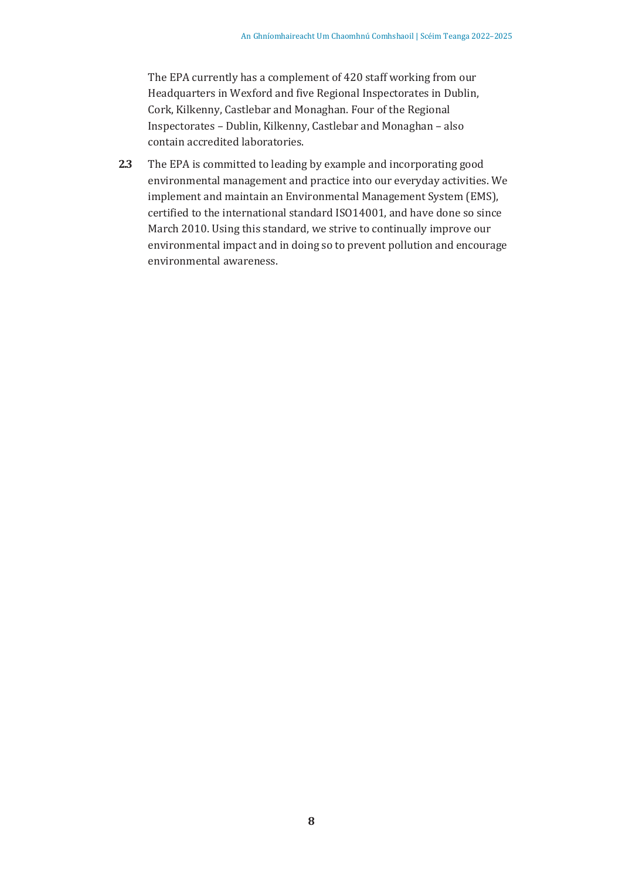The EPA currently has a complement of 420 staff working from our Headquarters in Wexford and five Regional Inspectorates in Dublin, Cork, Kilkenny, Castlebar and Monaghan. Four of the Regional Inspectorates – Dublin, Kilkenny, Castlebar and Monaghan – also contain accredited laboratories.

**2.3** The EPA is committed to leading by example and incorporating good environmental management and practice into our everyday activities. We implement and maintain an Environmental Management System (EMS), certified to the international standard ISO14001, and have done so since March 2010. Using this standard, we strive to continually improve our environmental impact and in doing so to prevent pollution and encourage environmental awareness.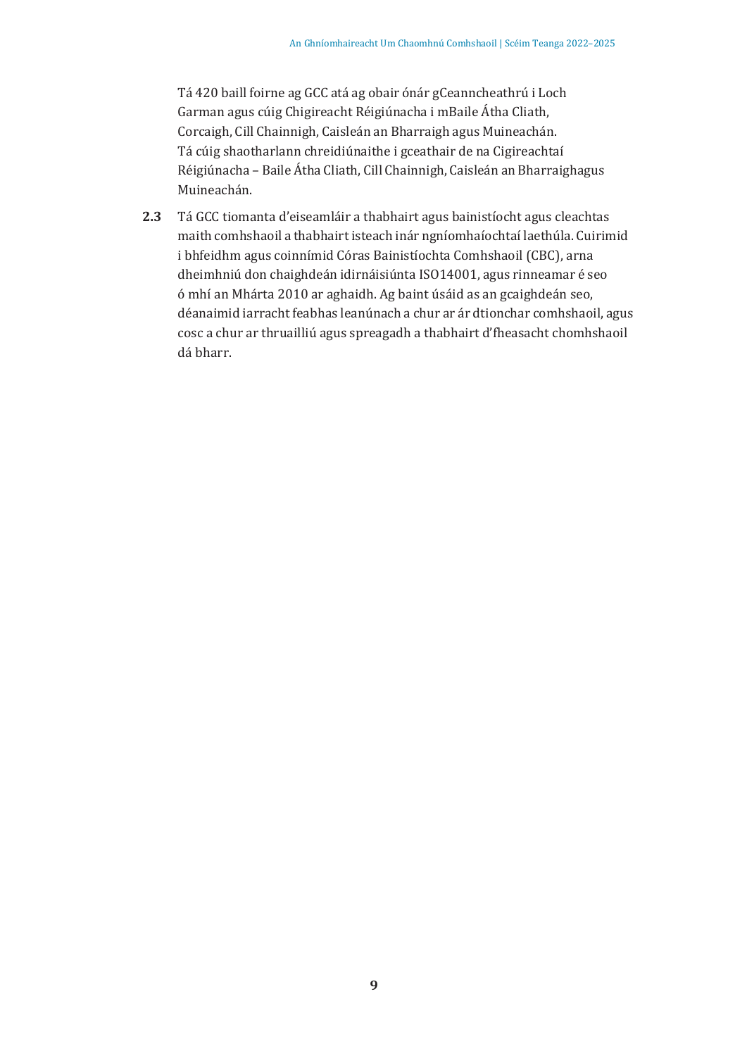Tá 420 baill foirne ag GCC atá ag obair ónár gCeanncheathrú i Loch Garman agus cúig Chigireacht Réigiúnacha i mBaile Átha Cliath, Corcaigh, Cill Chainnigh, Caisleán an Bharraigh agus Muineachán. Tá cúig shaotharlann chreidiúnaithe i gceathair de na Cigireachtaí Réigiúnacha – Baile Átha Cliath, Cill Chainnigh, Caisleán an Bharraighagus Muineachán.

**2.3** Tá GCC tiomanta d'eiseamláir a thabhairt agus bainistíocht agus cleachtas maith comhshaoil a thabhairt isteach inár ngníomhaíochtaí laethúla. Cuirimid i bhfeidhm agus coinnímid Córas Bainistíochta Comhshaoil (CBC), arna dheimhniú don chaighdeán idirnáisiúnta ISO14001, agus rinneamar é seo ó mhí an Mhárta 2010 ar aghaidh. Ag baint úsáid as an gcaighdeán seo, déanaimid iarracht feabhas leanúnach a chur ar ár dtionchar comhshaoil, agus cosc a chur ar thruailliú agus spreagadh a thabhairt d'fheasacht chomhshaoil dá bharr.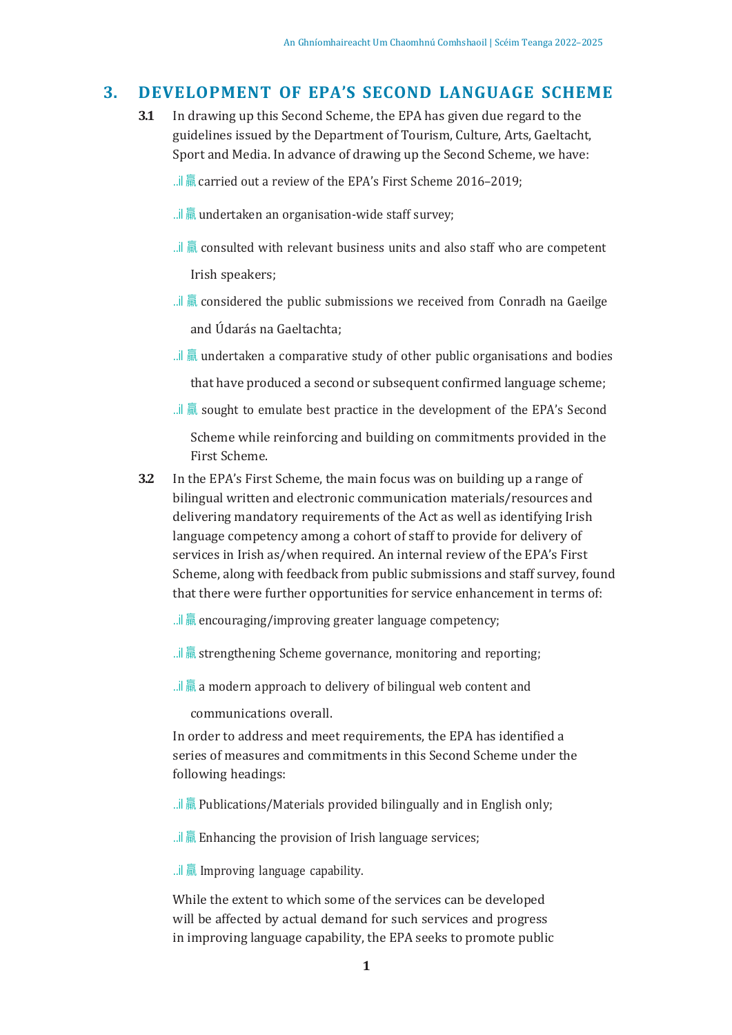## 3. DEVELOPMENT OF EPA'S SECOND LANGUAGE SCHEME

**3.1** In drawing up this Second Scheme, the EPA has given due regard to the guidelines issued by the Department of Tourism, Culture, Arts, Gaeltacht, Sport and Media. In advance of drawing up the Second Scheme, we have:

- carried out a review of the EPA's First Scheme 2016–2019;
- undertaken an organisation-wide staff survey;
- consulted with relevant business units and also staff who are competent Irish speakers;
- considered the public submissions we received from Conradh na Gaeilge and Údarás na Gaeltachta;
- undertaken a comparative study of other public organisations and bodies that have produced a second or subsequent confirmed language scheme;
- sought to emulate best practice in the development of the EPA's Second Scheme while reinforcing and building on commitments provided in the First Scheme.

**3.2** In the EPA's First Scheme, the main focus was on building up a range of bilingual written and electronic communication materials/resources and delivering mandatory requirements of the Act as well as identifying Irish language competency among a cohort of staff to provide for delivery of services in Irish as/when required. An internal review of the EPA's First Scheme, along with feedback from public submissions and staff survey, found that there were further opportunities for service enhancement in terms of:

- encouraging/improving greater language competency;
- strengthening Scheme governance, monitoring and reporting;
- a modern approach to delivery of bilingual web content and communications overall.

In order to address and meet requirements, the EPA has identified a series of measures and commitments in this Second Scheme under the following headings:

- Publications/Materials provided bilingually and in English only;
- Enhancing the provision of Irish language services;
- Improving language capability.

While the extent to which some of the services can be developed will be affected by actual demand for such services and progress in improving language capability, the EPA seeks to promote public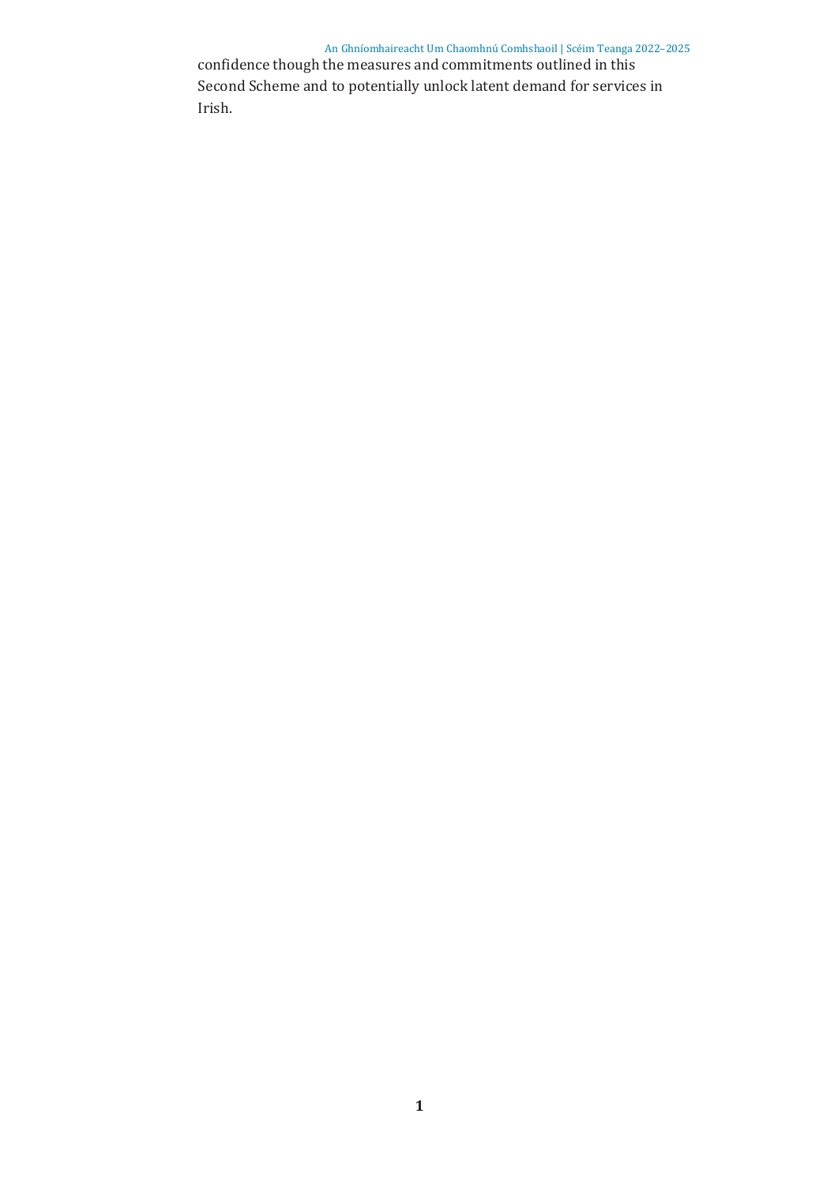confidence though the measures and commitments outlined in this Second Scheme and to potentially unlock latent demand for services in Irish.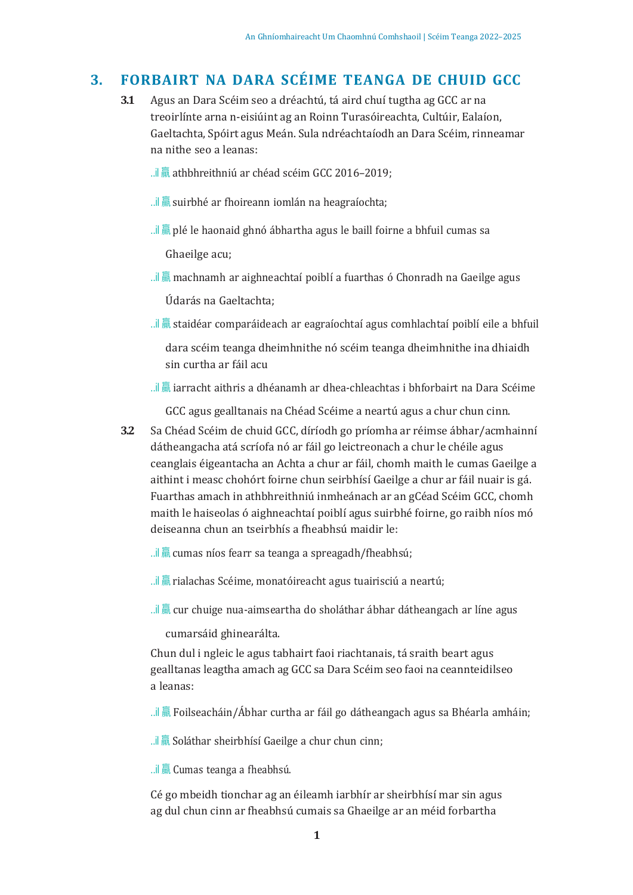## 3. FORBAIRT NA DARA SCÉIME TEANGA DE CHUID GCC

**3.1** Agus an Dara Scéim seo a dhréachtú, tá aird chuí tugtha ag GCC ar na treoirlínte arna n-eisiúint ag an Roinn Turasóireachta, Cultúir, Ealaíon, Gaeltachta, Spóirt agus Meán. Sula ndréachtaíodh an Dara Scéim, rinneamar na nithe seo a leanas:

- athbhreithniú ar chéad scéim GCC 2016–2019;
- suirbhé ar fhoireann iomlán na heagraíochta;
- plé le haonaid ghnó ábhartha agus le baill foirne a bhfuil cumas sa Ghaeilge acu;
- machnamh ar aighneachtaí poiblí a fuarthas ó Chonradh na Gaeilge agus Údarás na Gaeltachta;
- staidéar comparáideach ar eagraíochtaí agus comhlachtaí poiblí eile a bhfuil dara scéim teanga dheimhnithe nó scéim teanga dheimhnithe ina dhiaidh sin curtha ar fáil acu
- iarracht aithris a dhéanamh ar dhea-chleachtas i bhforbairt na Dara Scéime GCC agus gealltanais na Chéad Scéime a neartú agus a chur chun cinn.

**3.2** Sa Chéad Scéim de chuid GCC, díríodh go príomha ar réimse ábhar/acmhainní dátheangacha atá scríofa nó ar fáil go leictreonach a chur le chéile agus ceanglais éigeantacha an Achta a chur ar fáil, chomh maith le cumas Gaeilge a aithint i measc chohórt foirne chun seirbhísí Gaeilge a chur ar fáil nuair is gá. Fuarthas amach in athbhreithniú inmheánach ar an gCéad Scéim GCC, chomh maith le haiseolas ó aighneachtaí poiblí agus suirbhé foirne, go raibh níos mó deiseanna chun an tseirbhís a fheabhsú maidir le:

- cumas níos fearr sa teanga a spreagadh/fheabhsú;
- rialachas Scéime, monatóireacht agus tuairisciú a neartú;
- cur chuige nua-aimseartha do sholáthar ábhar dátheangach ar líne agus cumarsáid ghinearálta.

Chun dul i ngleic le agus tabhairt faoi riachtanais, tá sraith beart agus gealltanas leagtha amach ag GCC sa Dara Scéim seo faoi na ceannteidilseo a leanas:

- Foilseacháin/Ábhar curtha ar fáil go dátheangach agus sa Bhéarla amháin;
- Soláthar sheirbhísí Gaeilge a chur chun cinn;
- Cumas teanga a fheabhsú.

Cé go mbeidh tionchar ag an éileamh iarbhír ar sheirbhísí mar sin agus ag dul chun cinn ar fheabhsú cumais sa Ghaeilge ar an méid forbartha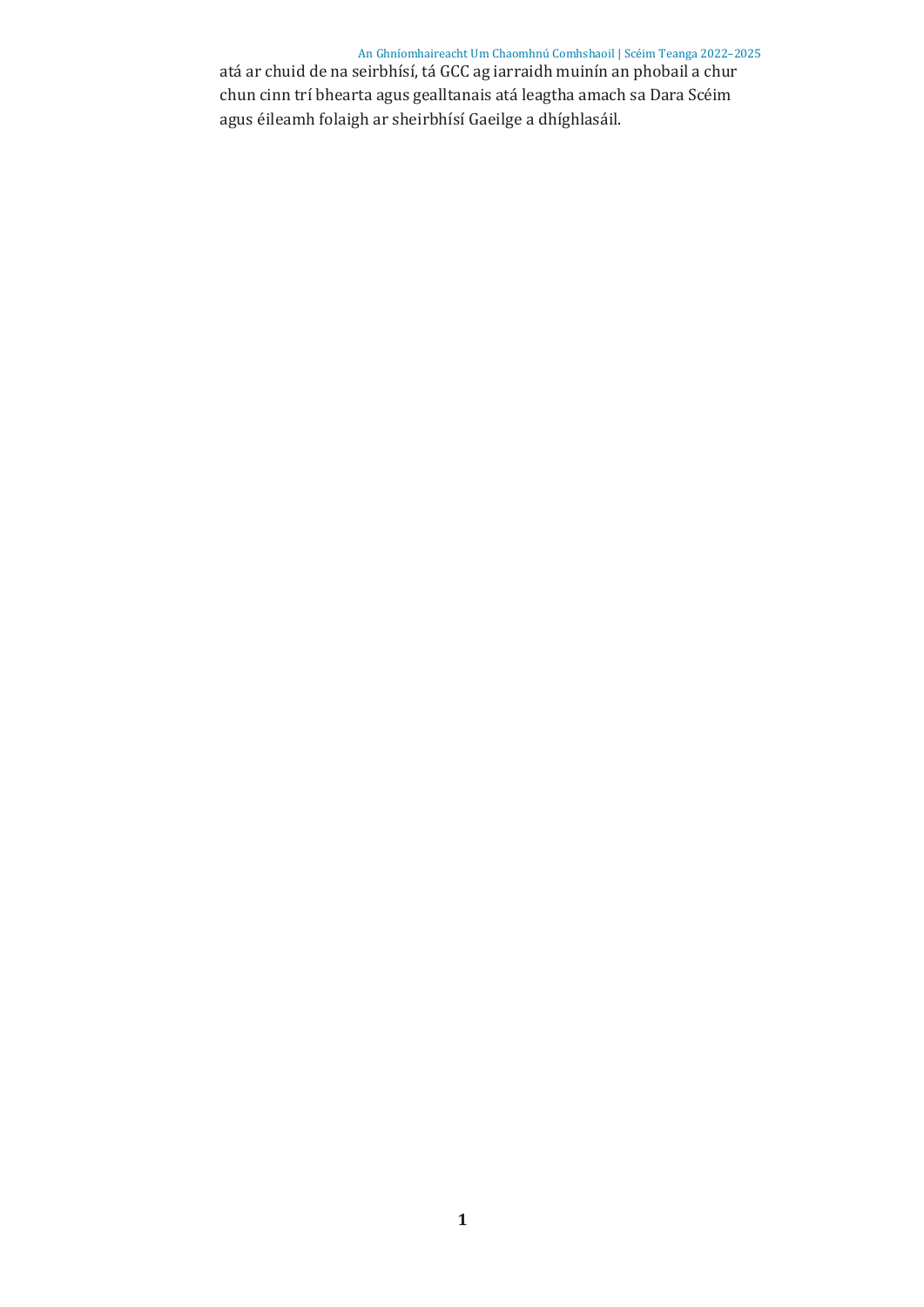atá ar chuid de na seirbhísí, tá GCC ag iarraidh muinín an phobail a chur chun cinn trí bhearta agus gealltanais atá leagtha amach sa Dara Scéim agus éileamh folaigh ar sheirbhísí Gaeilge a dhíghlasáil.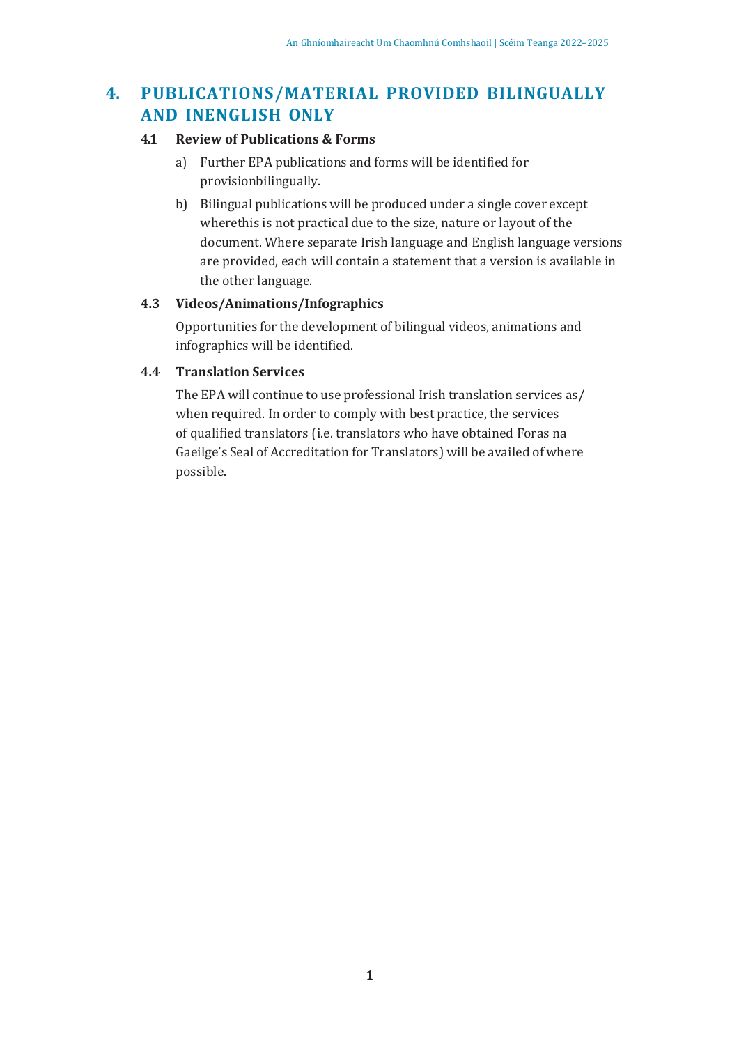## 4. PUBLICATIONS/MATERIAL PROVIDED BILINGUALLY AND INENGLISH ONLY

### 4.1 Review of Publications & Forms

a) Further EPA publications and forms will be identified for provisionbilingually.

b) Bilingual publications will be produced under a single cover except wherethis is not practical due to the size, nature or layout of the document. Where separate Irish language and English language versions are provided, each will contain a statement that a version is available in the other language.

### 4.3 Videos/Animations/Infographics

Opportunities for the development of bilingual videos, animations and infographics will be identified.

### 4.4 Translation Services

The EPA will continue to use professional Irish translation services as/ when required. In order to comply with best practice, the services of qualified translators (i.e. translators who have obtained Foras na Gaeilge's Seal of Accreditation for Translators) will be availed of where possible.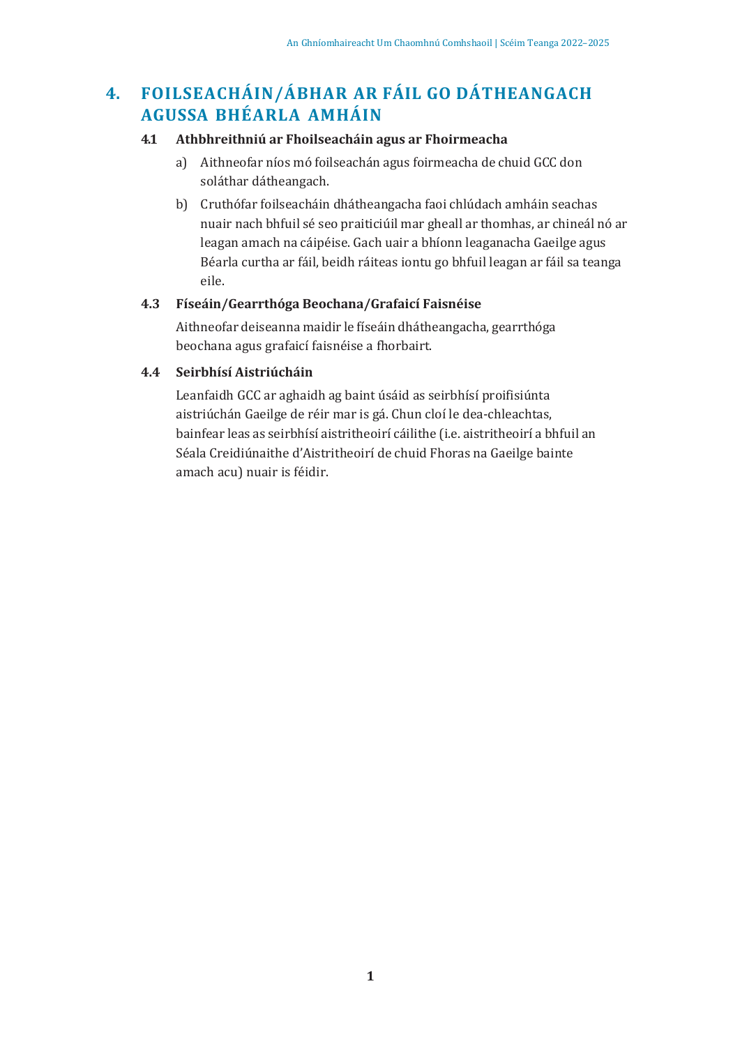# 4. FOILSEACHÁIN/ÁBHAR AR FÁIL GO DÁTHEANGACH AGUSSA BHÉARLA AMHÁIN

## 4.1 Athbhreithniú ar Fhoilseacháin agus ar Fhoirmeacha

a) Aithneofar níos mó foilseachán agus foirmeacha de chuid GCC don soláthar dátheangach.

b) Cruthófar foilseacháin dhátheangacha faoi chlúdach amháin seachas nuair nach bhfuil sé seo praiticiúil mar gheall ar thomhas, ar chineál nó ar leagan amach na cáipéise. Gach uair a bhíonn leaganacha Gaeilge agus Béarla curtha ar fáil, beidh ráiteas iontu go bhfuil leagan ar fáil sa teanga eile.

## 4.3 Físeáin/Gearrthóga Beochana/Grafaicí Faisnéise

Aithneofar deiseanna maidir le físeáin dhátheangacha, gearrthóga beochana agus grafaicí faisnéise a fhorbairt.

## 4.4 Seirbhísí Aistriúcháin

Leanfaidh GCC ar aghaidh ag baint úsáid as seirbhísí proifisiúnta aistriúchán Gaeilge de réir mar is gá. Chun cloí le dea-chleachtas, bainfear leas as seirbhísí aistritheoirí cáilithe (i.e. aistritheoirí a bhfuil an Séala Creidiúnaithe d'Aistritheoirí de chuid Fhoras na Gaeilge bainte amach acu) nuair is féidir.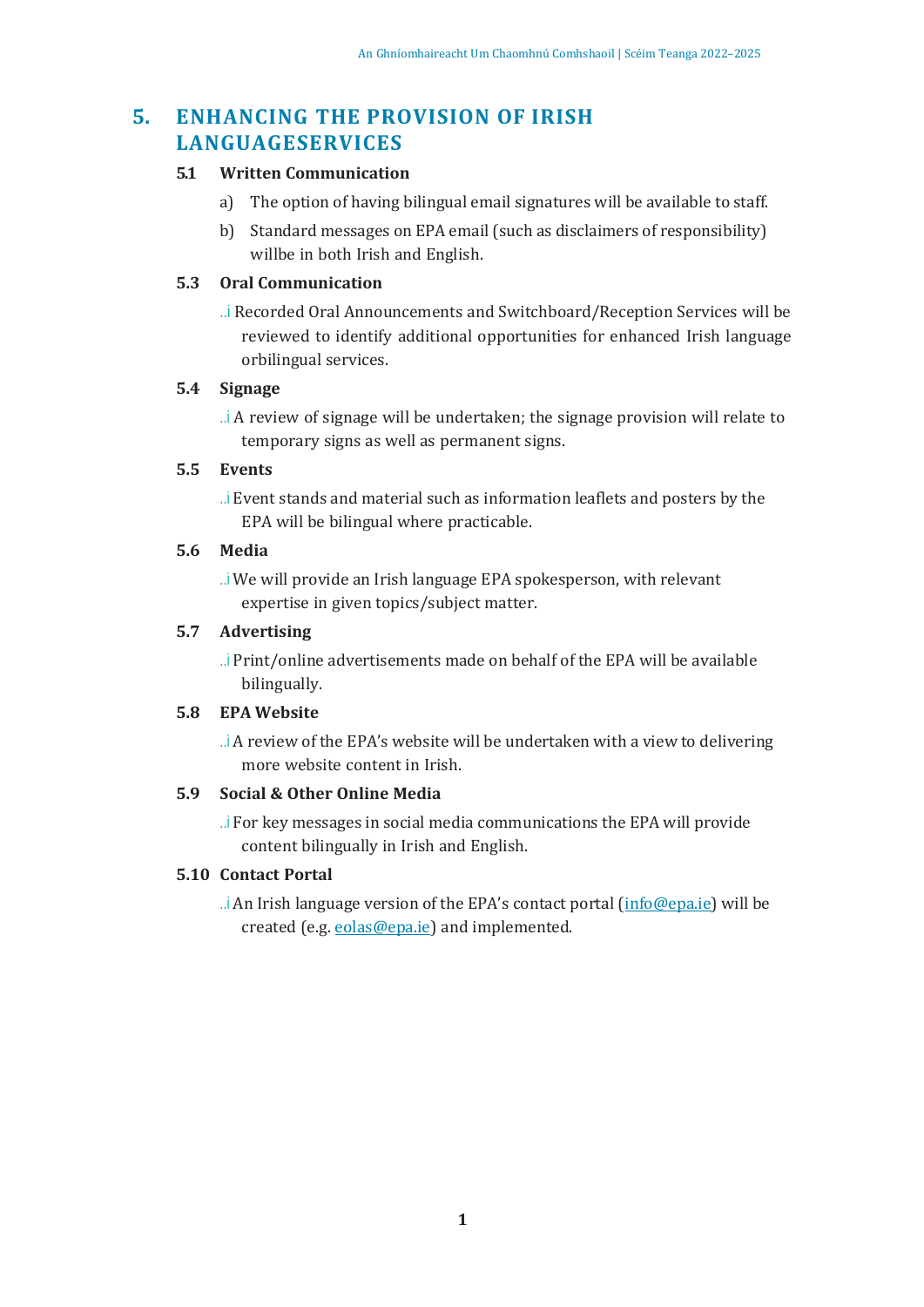## 5. ENHANCING THE PROVISION OF IRISH LANGUAGESERVICES

### 5.1 Written Communication

a) The option of having bilingual email signatures will be available to staff.

b) Standard messages on EPA email (such as disclaimers of responsibility) willbe in both Irish and English.

### 5.3 Oral Communication

..i Recorded Oral Announcements and Switchboard/Reception Services will be reviewed to identify additional opportunities for enhanced Irish language orbilingual services.

### 5.4 Signage

..i A review of signage will be undertaken; the signage provision will relate to temporary signs as well as permanent signs.

### 5.5 Events

..i Event stands and material such as information leaflets and posters by the EPA will be bilingual where practicable.

### 5.6 Media

..i We will provide an Irish language EPA spokesperson, with relevant expertise in given topics/subject matter.

### 5.7 Advertising

..i Print/online advertisements made on behalf of the EPA will be available bilingually.

### 5.8 EPA Website

..i A review of the EPA's website will be undertaken with a view to delivering more website content in Irish.

### 5.9 Social & Other Online Media

..i For key messages in social media communications the EPA will provide content bilingually in Irish and English.

### 5.10 Contact Portal

..i An Irish language version of the EPA's contact portal (info@epa.ie) will be created (e.g. eolas@epa.ie) and implemented.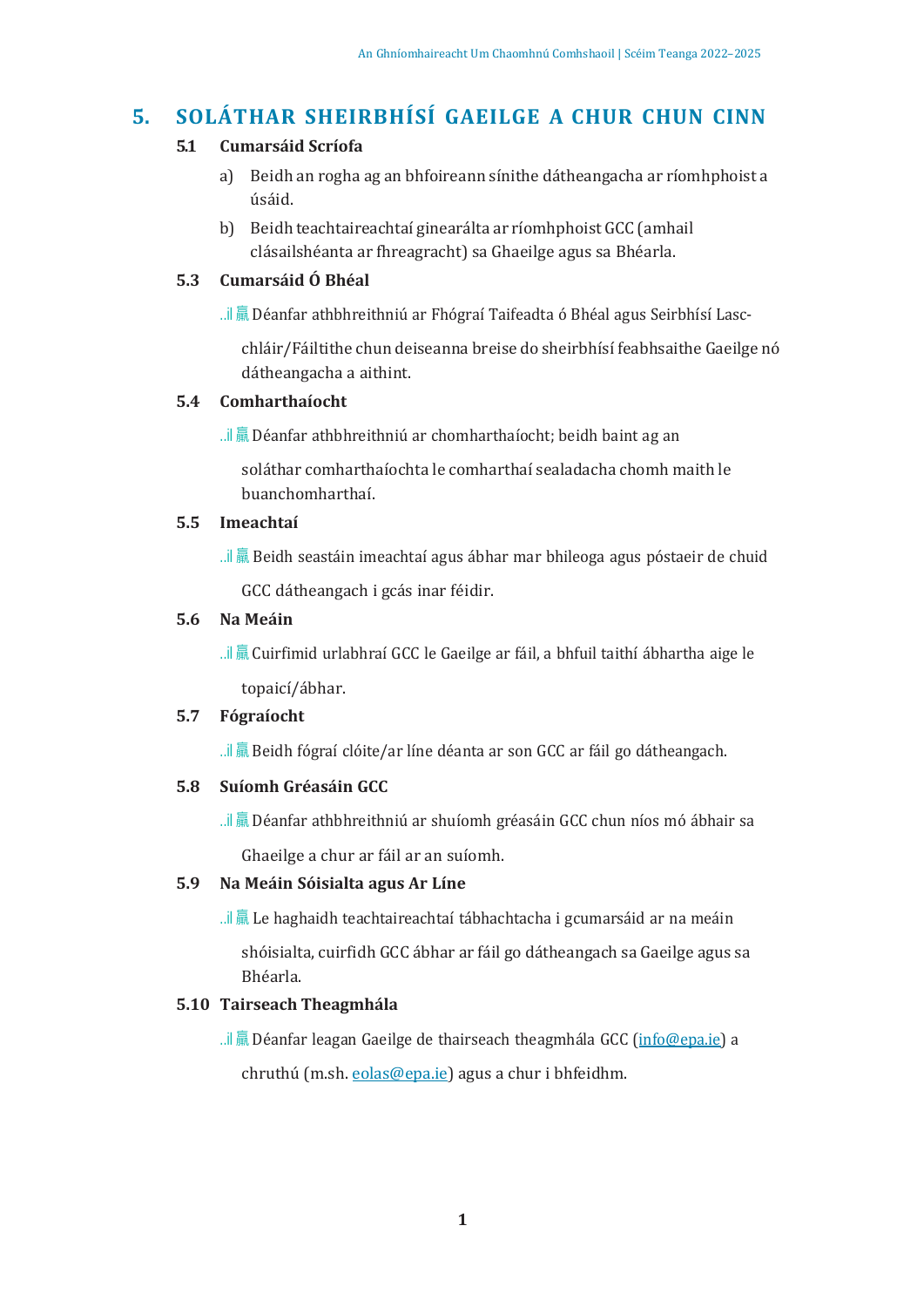# 5. SOLÁTHAR SHEIRBHÍSÍ GAEILGE A CHUR CHUN CINN

## 5.1 Cumarsáid Scríofa

a) Beidh an rogha ag an bhfoireann sínithe dátheangacha ar ríomhphoist a úsáid.

b) Beidh teachtaireachtaí ginearálta ar ríomhphoist GCC (amhail clásailshéanta ar fhreagracht) sa Ghaeilge agus sa Bhéarla.

## 5.3 Cumarsáid Ó Bhéal

- Déanfar athbhreithniú ar Fhógraí Taifeadta ó Bhéal agus Seirbhísí Lasc-chláir/Fáiltithe chun deiseanna breise do sheirbhísí feabhsaithe Gaeilge nó dátheangacha a aithint.

## 5.4 Comharthaíocht

- Déanfar athbhreithniú ar chomharthaíocht; beidh baint ag an soláthar comharthaíochta le comharthaí sealadacha chomh maith le buanchomharthaí.

## 5.5 Imeachtaí

- Beidh seastáin imeachtaí agus ábhar mar bhileoga agus póstaeir de chuid GCC dátheangach i gcás inar féidir.

## 5.6 Na Meáin

- Cuirfimid urlabhraí GCC le Gaeilge ar fáil, a bhfuil taithí ábhartha aige le topaicí/ábhar.

## 5.7 Fógraíocht

- Beidh fógraí clóite/ar líne déanta ar son GCC ar fáil go dátheangach.

## 5.8 Suíomh Gréasáin GCC

- Déanfar athbhreithniú ar shuíomh gréasáin GCC chun níos mó ábhair sa Ghaeilge a chur ar fáil ar an suíomh.

## 5.9 Na Meáin Sóisialta agus Ar Líne

- Le haghaidh teachtaireachtaí tábhachtacha i gcumarsáid ar na meáin shóisialta, cuirfidh GCC ábhar ar fáil go dátheangach sa Gaeilge agus sa Bhéarla.

## 5.10 Tairseach Theagmhála

- Déanfar leagan Gaeilge de thairseach theagmhála GCC (info@epa.ie) a chruthú (m.sh. eolas@epa.ie) agus a chur i bhfeidhm.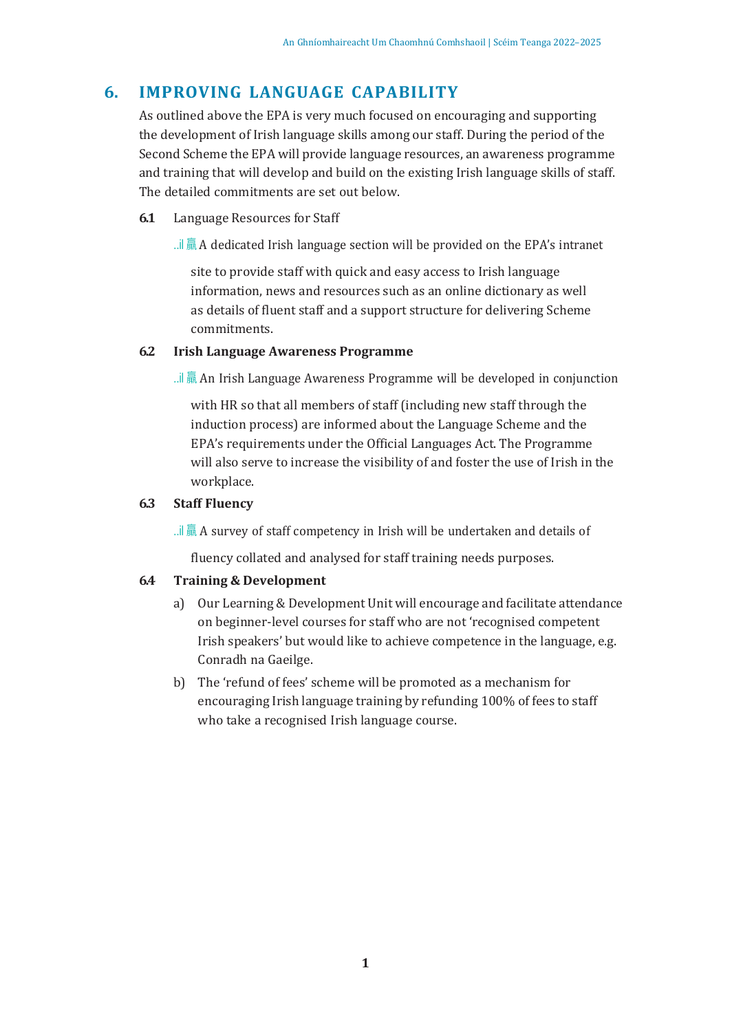## 6. IMPROVING LANGUAGE CAPABILITY

As outlined above the EPA is very much focused on encouraging and supporting the development of Irish language skills among our staff. During the period of the Second Scheme the EPA will provide language resources, an awareness programme and training that will develop and build on the existing Irish language skills of staff. The detailed commitments are set out below.

**6.1** Language Resources for Staff

- A dedicated Irish language section will be provided on the EPA's intranet site to provide staff with quick and easy access to Irish language information, news and resources such as an online dictionary as well as details of fluent staff and a support structure for delivering Scheme commitments.

**6.2 Irish Language Awareness Programme**

- An Irish Language Awareness Programme will be developed in conjunction with HR so that all members of staff (including new staff through the induction process) are informed about the Language Scheme and the EPA's requirements under the Official Languages Act. The Programme will also serve to increase the visibility of and foster the use of Irish in the workplace.

**6.3 Staff Fluency**

- A survey of staff competency in Irish will be undertaken and details of fluency collated and analysed for staff training needs purposes.

**6.4 Training & Development**

a) Our Learning & Development Unit will encourage and facilitate attendance on beginner-level courses for staff who are not 'recognised competent Irish speakers' but would like to achieve competence in the language, e.g. Conradh na Gaeilge.

b) The 'refund of fees' scheme will be promoted as a mechanism for encouraging Irish language training by refunding 100% of fees to staff who take a recognised Irish language course.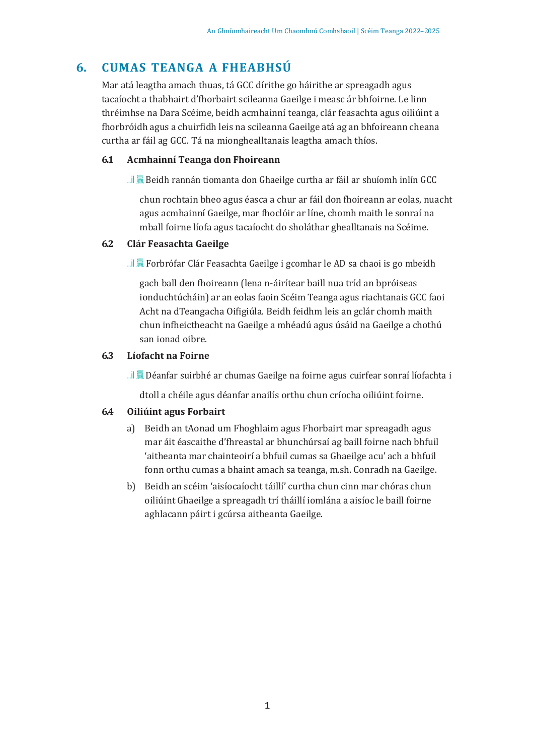## 6. CUMAS TEANGA A FHEABHSÚ

Mar atá leagtha amach thuas, tá GCC dírithe go háirithe ar spreagadh agus tacaíocht a thabhairt d'fhorbairt scileanna Gaeilge i measc ár bhfoirne. Le linn thréimhse na Dara Scéime, beidh acmhainní teanga, clár feasachta agus oiliúint a fhorbróidh agus a chuirfidh leis na scileanna Gaeilge atá ag an bhfoireann cheana curtha ar fáil ag GCC. Tá na miongheallta­nais leagtha amach thíos.

### 6.1 Acmhainní Teanga don Fhoireann

Beidh rannán tiomanta don Ghaeilge curtha ar fáil ar shuíomh inlín GCC chun rochtain bheo agus éasca a chur ar fáil don fhoireann ar eolas, nuacht agus acmhainní Gaeilge, mar fhoclóir ar líne, chomh maith le sonraí na mball foirne líofa agus tacaíocht do sholáthar ghealltanais na Scéime.

### 6.2 Clár Feasachta Gaeilge

Forbrófar Clár Feasachta Gaeilge i gcomhar le AD sa chaoi is go mbeidh gach ball den fhoireann (lena n-áirítear baill nua tríd an bpróiseas ionduchtúcháin) ar an eolas faoin Scéim Teanga agus riachtanais GCC faoi Acht na dTeangacha Oifigiúla. Beidh feidhm leis an gclár chomh maith chun infheictheacht na Gaeilge a mhéadú agus úsáid na Gaeilge a chothú san ionad oibre.

### 6.3 Líofacht na Foirne

Déanfar suirbhé ar chumas Gaeilge na foirne agus cuirfear sonraí líofachta i dtoll a chéile agus déanfar anailís orthu chun críocha oiliúint foirne.

### 6.4 Oiliúint agus Forbairt

a) Beidh an tAonad um Fhoghlaim agus Fhorbairt mar spreagadh agus mar áit éascaithe d'fhreastal ar bhunchúrsaí ag baill foirne nach bhfuil 'aitheanta mar chainteoirí a bhfuil cumas sa Ghaeilge acu' ach a bhfuil fonn orthu cumas a bhaint amach sa teanga, m.sh. Conradh na Gaeilge.

b) Beidh an scéim 'aisíocaíocht táillí' curtha chun cinn mar chóras chun oiliúint Ghaeilge a spreagadh trí tháillí iomlána a aisíoc le baill foirne aghlacann páirt i gcúrsa aitheanta Gaeilge.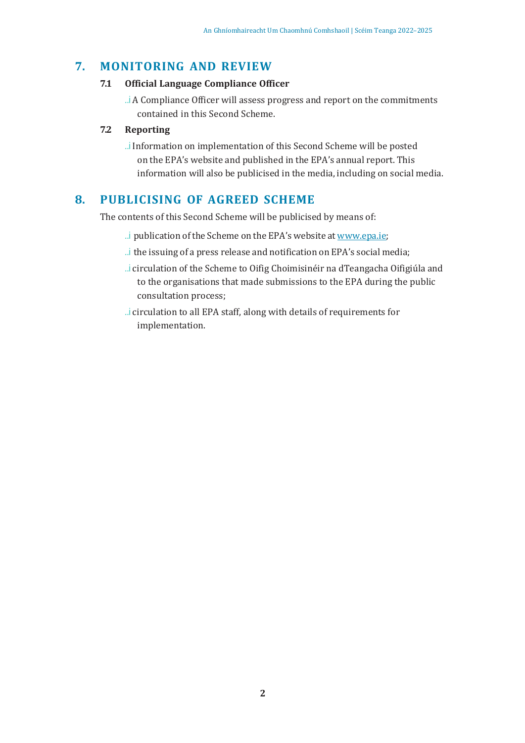## 7. MONITORING AND REVIEW

### 7.1 Official Language Compliance Officer

- A Compliance Officer will assess progress and report on the commitments contained in this Second Scheme.

### 7.2 Reporting

- Information on implementation of this Second Scheme will be posted on the EPA's website and published in the EPA's annual report. This information will also be publicised in the media, including on social media.

## 8. PUBLICISING OF AGREED SCHEME

The contents of this Second Scheme will be publicised by means of:

- publication of the Scheme on the EPA's website at www.epa.ie;
- the issuing of a press release and notification on EPA's social media;
- circulation of the Scheme to Oifig Choimisinéir na dTeangacha Oifigiúla and to the organisations that made submissions to the EPA during the public consultation process;
- circulation to all EPA staff, along with details of requirements for implementation.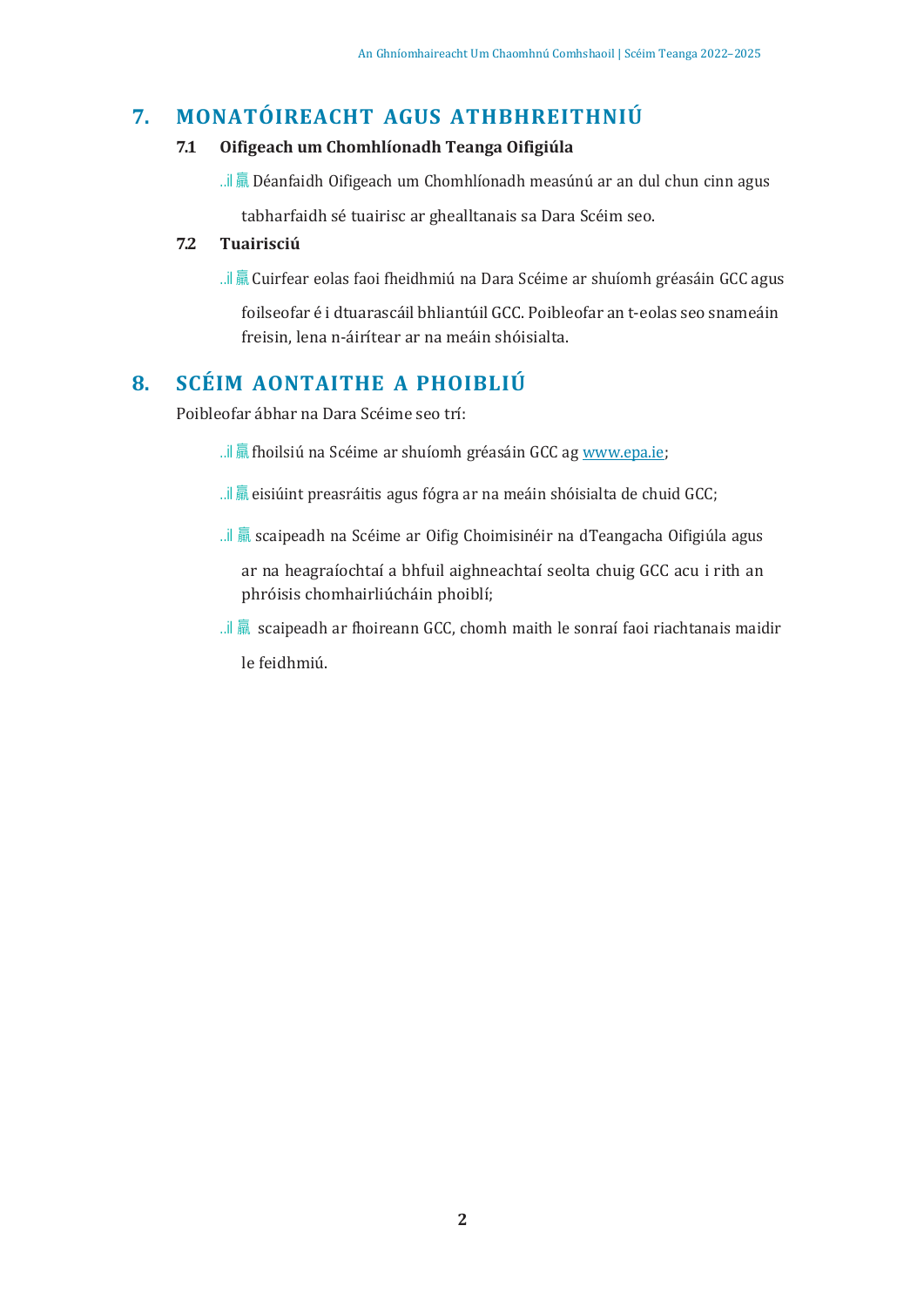## 7. MONATÓIREACHT AGUS ATHBHREITHNIÚ

### 7.1 Oifigeach um Chomhlíonadh Teanga Oifigiúla

- Déanfaidh Oifigeach um Chomhlíonadh measúnú ar an dul chun cinn agus tabharfaidh sé tuairisc ar ghealltanais sa Dara Scéim seo.

### 7.2 Tuairisciú

- Cuirfear eolas faoi fheidhmiú na Dara Scéime ar shuíomh gréasáin GCC agus foilseofar é i dtuarascáil bhliantúil GCC. Poibleofar an t-eolas seo snameáin freisin, lena n-áirítear ar na meáin shóisialta.

## 8. SCÉIM AONTAITHE A PHOIBLIÚ

Poibleofar ábhar na Dara Scéime seo trí:

- fhoilsiú na Scéime ar shuíomh gréasáin GCC ag www.epa.ie;
- eisiúint preasráitis agus fógra ar na meáin shóisialta de chuid GCC;
- scaipeadh na Scéime ar Oifig Choimisinéir na dTeangacha Oifigiúla agus ar na heagraíochtaí a bhfuil aighneachtaí seolta chuig GCC acu i rith an phróisis chomhairliúcháin phoiblí;
- scaipeadh ar fhoireann GCC, chomh maith le sonraí faoi riachtanais maidir le feidhmiú.